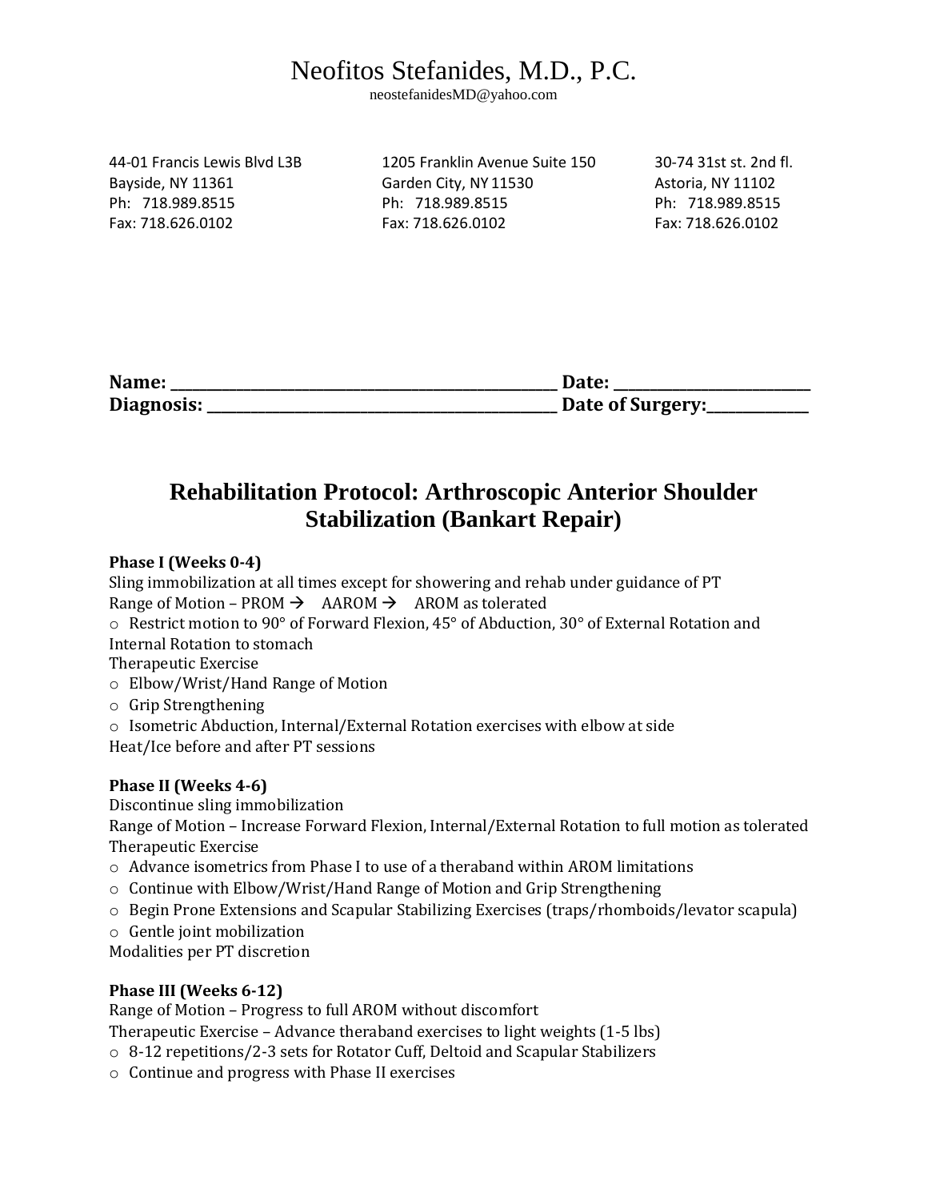# Neofitos Stefanides, M.D., P.C.

neostefanidesMD@yahoo.com

44-01 Francis Lewis Blvd L3B
Bayside, NY 11361
Ph: 718.989.8515
Fax: 718.626.0102

1205 Franklin Avenue Suite 150
Garden City, NY 11530
Ph: 718.989.8515
Fax: 718.626.0102

30-74 31st st. 2nd fl.
Astoria, NY 11102
Ph: 718.989.8515
Fax: 718.626.0102

**Name: ______________________________________________ Date: ______________________**
**Diagnosis: ________________________________________ Date of Surgery:___________**

## Rehabilitation Protocol: Arthroscopic Anterior Shoulder Stabilization (Bankart Repair)

**Phase I (Weeks 0-4)**

Sling immobilization at all times except for showering and rehab under guidance of PT

Range of Motion – PROM → AAROM → AROM as tolerated

- Restrict motion to 90° of Forward Flexion, 45° of Abduction, 30° of External Rotation and Internal Rotation to stomach

Therapeutic Exercise

- Elbow/Wrist/Hand Range of Motion
- Grip Strengthening
- Isometric Abduction, Internal/External Rotation exercises with elbow at side

Heat/Ice before and after PT sessions

**Phase II (Weeks 4-6)**

Discontinue sling immobilization

Range of Motion – Increase Forward Flexion, Internal/External Rotation to full motion as tolerated

Therapeutic Exercise

- Advance isometrics from Phase I to use of a theraband within AROM limitations
- Continue with Elbow/Wrist/Hand Range of Motion and Grip Strengthening
- Begin Prone Extensions and Scapular Stabilizing Exercises (traps/rhomboids/levator scapula)
- Gentle joint mobilization

Modalities per PT discretion

**Phase III (Weeks 6-12)**

Range of Motion – Progress to full AROM without discomfort

Therapeutic Exercise – Advance theraband exercises to light weights (1-5 lbs)

- 8-12 repetitions/2-3 sets for Rotator Cuff, Deltoid and Scapular Stabilizers
- Continue and progress with Phase II exercises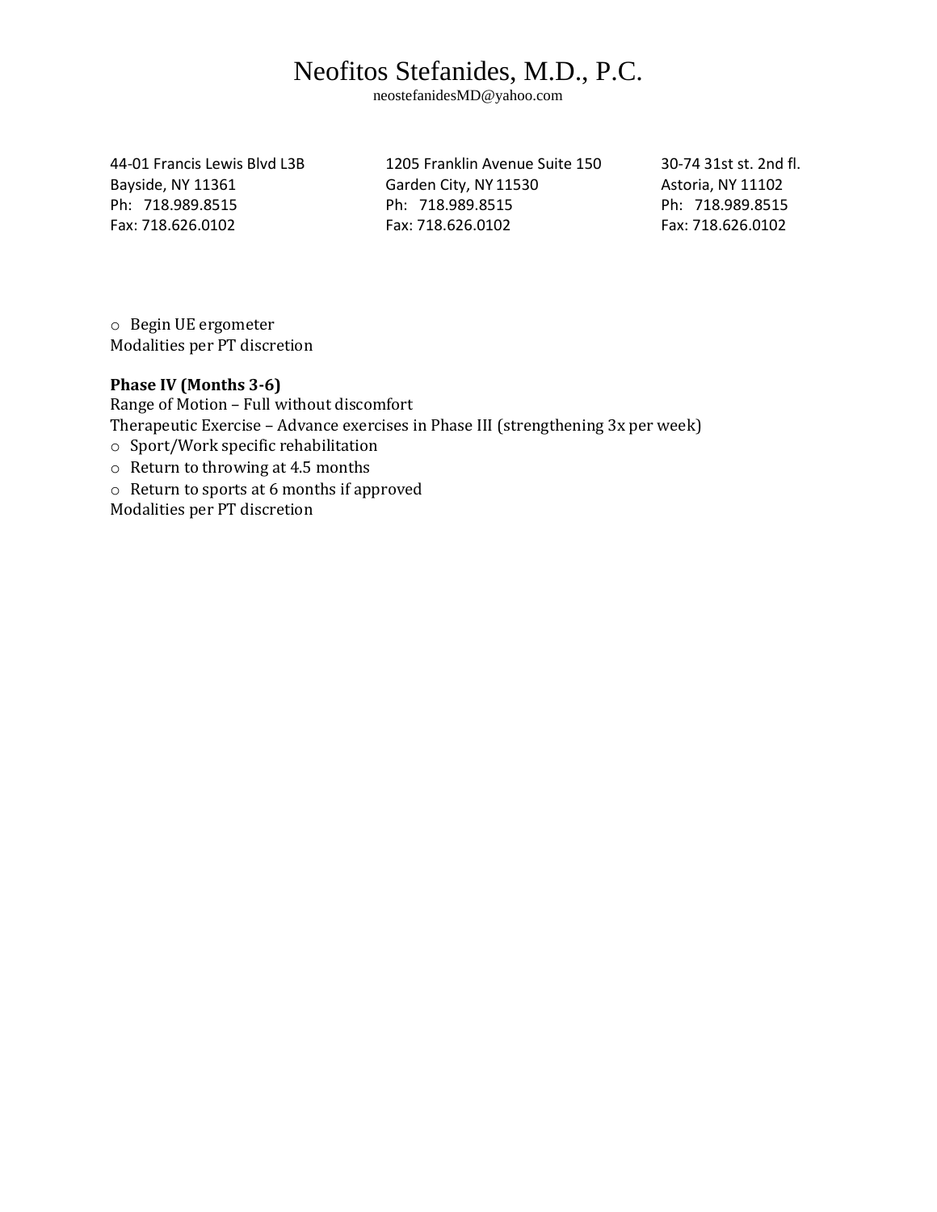# Neofitos Stefanides, M.D., P.C.

neostefanidesMD@yahoo.com

44-01 Francis Lewis Blvd L3B
Bayside, NY 11361
Ph: 718.989.8515
Fax: 718.626.0102

1205 Franklin Avenue Suite 150
Garden City, NY 11530
Ph: 718.989.8515
Fax: 718.626.0102

30-74 31st st. 2nd fl.
Astoria, NY 11102
Ph: 718.989.8515
Fax: 718.626.0102

- Begin UE ergometer

Modalities per PT discretion

**Phase IV (Months 3-6)**

Range of Motion – Full without discomfort

Therapeutic Exercise – Advance exercises in Phase III (strengthening 3x per week)

- Sport/Work specific rehabilitation
- Return to throwing at 4.5 months
- Return to sports at 6 months if approved

Modalities per PT discretion